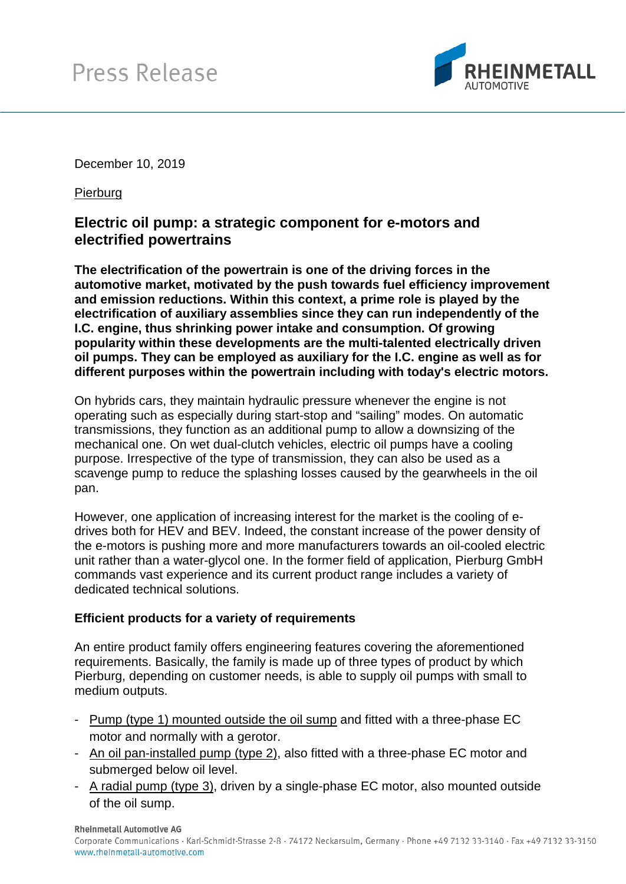Press Release

December 10, 2019

Pierburg

## Electric oil pump: a strategic component for e-motors and electrified powertrains

**The electrification of the powertrain is one of the driving forces in the automotive market, motivated by the push towards fuel efficiency improvement and emission reductions. Within this context, a prime role is played by the electrification of auxiliary assemblies since they can run independently of the I.C. engine, thus shrinking power intake and consumption. Of growing popularity within these developments are the multi-talented electrically driven oil pumps. They can be employed as auxiliary for the I.C. engine as well as for different purposes within the powertrain including with today's electric motors.**

On hybrids cars, they maintain hydraulic pressure whenever the engine is not operating such as especially during start-stop and "sailing" modes. On automatic transmissions, they function as an additional pump to allow a downsizing of the mechanical one. On wet dual-clutch vehicles, electric oil pumps have a cooling purpose. Irrespective of the type of transmission, they can also be used as a scavenge pump to reduce the splashing losses caused by the gearwheels in the oil pan.

However, one application of increasing interest for the market is the cooling of e-drives both for HEV and BEV. Indeed, the constant increase of the power density of the e-motors is pushing more and more manufacturers towards an oil-cooled electric unit rather than a water-glycol one. In the former field of application, Pierburg GmbH commands vast experience and its current product range includes a variety of dedicated technical solutions.

### Efficient products for a variety of requirements

An entire product family offers engineering features covering the aforementioned requirements. Basically, the family is made up of three types of product by which Pierburg, depending on customer needs, is able to supply oil pumps with small to medium outputs.

- Pump (type 1) mounted outside the oil sump and fitted with a three-phase EC motor and normally with a gerotor.
- An oil pan-installed pump (type 2), also fitted with a three-phase EC motor and submerged below oil level.
- A radial pump (type 3), driven by a single-phase EC motor, also mounted outside of the oil sump.

**Rheinmetall Automotive AG**
Corporate Communications · Karl-Schmidt-Strasse 2-8 · 74172 Neckarsulm, Germany · Phone +49 7132 33-3140 · Fax +49 7132 33-3150
www.rheinmetall-automotive.com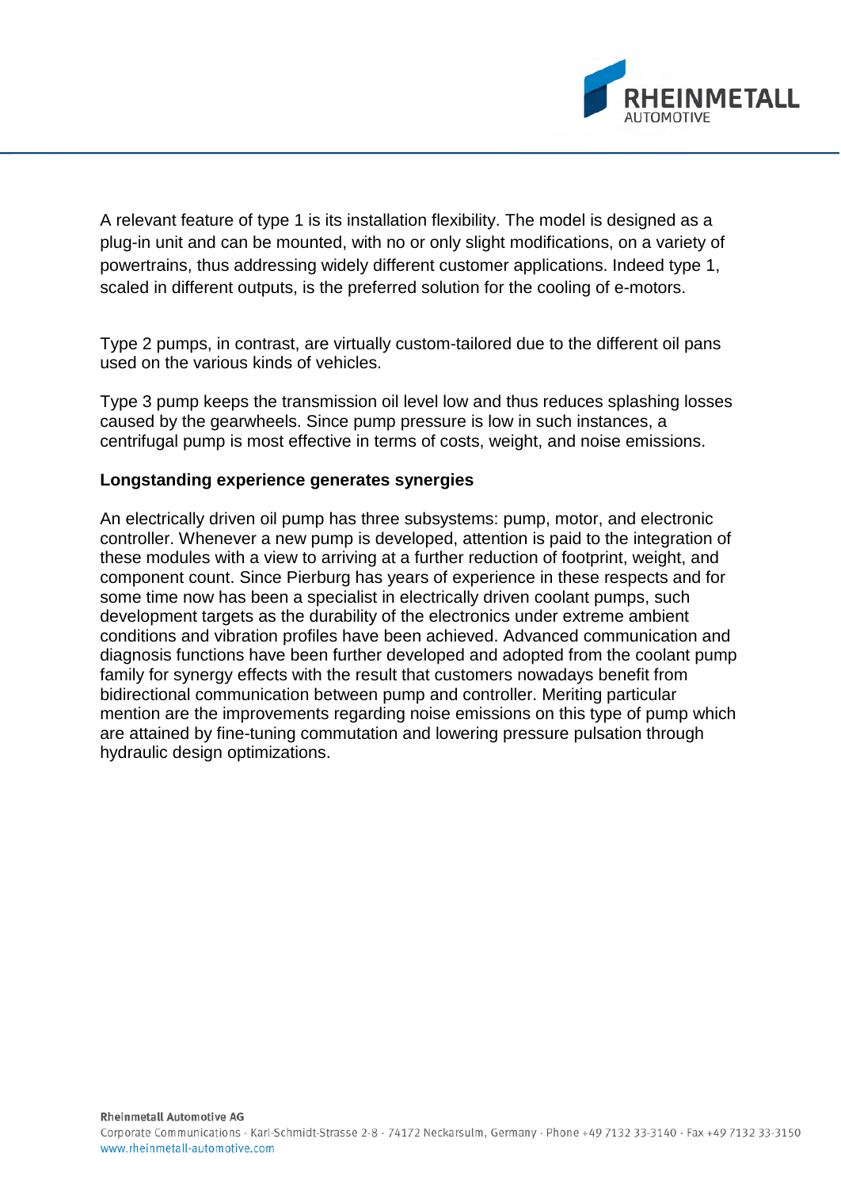A relevant feature of type 1 is its installation flexibility. The model is designed as a plug-in unit and can be mounted, with no or only slight modifications, on a variety of powertrains, thus addressing widely different customer applications. Indeed type 1, scaled in different outputs, is the preferred solution for the cooling of e-motors.

Type 2 pumps, in contrast, are virtually custom-tailored due to the different oil pans used on the various kinds of vehicles.

Type 3 pump keeps the transmission oil level low and thus reduces splashing losses caused by the gearwheels. Since pump pressure is low in such instances, a centrifugal pump is most effective in terms of costs, weight, and noise emissions.

**Longstanding experience generates synergies**

An electrically driven oil pump has three subsystems: pump, motor, and electronic controller. Whenever a new pump is developed, attention is paid to the integration of these modules with a view to arriving at a further reduction of footprint, weight, and component count. Since Pierburg has years of experience in these respects and for some time now has been a specialist in electrically driven coolant pumps, such development targets as the durability of the electronics under extreme ambient conditions and vibration profiles have been achieved. Advanced communication and diagnosis functions have been further developed and adopted from the coolant pump family for synergy effects with the result that customers nowadays benefit from bidirectional communication between pump and controller. Meriting particular mention are the improvements regarding noise emissions on this type of pump which are attained by fine-tuning commutation and lowering pressure pulsation through hydraulic design optimizations.